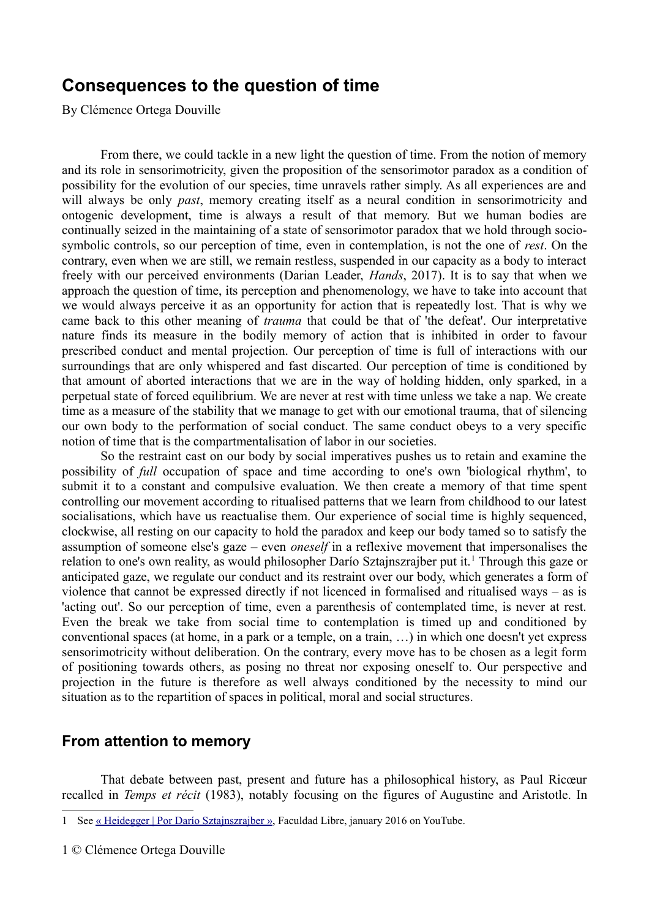## Consequences to the question of time

By Clémence Ortega Douville

From there, we could tackle in a new light the question of time. From the notion of memory and its role in sensorimotricity, given the proposition of the sensorimotor paradox as a condition of possibility for the evolution of our species, time unravels rather simply. As all experiences are and will always be only *past*, memory creating itself as a neural condition in sensorimotricity and ontogenic development, time is always a result of that memory. But we human bodies are continually seized in the maintaining of a state of sensorimotor paradox that we hold through socio-symbolic controls, so our perception of time, even in contemplation, is not the one of *rest*. On the contrary, even when we are still, we remain restless, suspended in our capacity as a body to interact freely with our perceived environments (Darian Leader, *Hands*, 2017). It is to say that when we approach the question of time, its perception and phenomenology, we have to take into account that we would always perceive it as an opportunity for action that is repeatedly lost. That is why we came back to this other meaning of *trauma* that could be that of 'the defeat'. Our interpretative nature finds its measure in the bodily memory of action that is inhibited in order to favour prescribed conduct and mental projection. Our perception of time is full of interactions with our surroundings that are only whispered and fast discarted. Our perception of time is conditioned by that amount of aborted interactions that we are in the way of holding hidden, only sparked, in a perpetual state of forced equilibrium. We are never at rest with time unless we take a nap. We create time as a measure of the stability that we manage to get with our emotional trauma, that of silencing our own body to the performation of social conduct. The same conduct obeys to a very specific notion of time that is the compartmentalisation of labor in our societies.

So the restraint cast on our body by social imperatives pushes us to retain and examine the possibility of *full* occupation of space and time according to one's own 'biological rhythm', to submit it to a constant and compulsive evaluation. We then create a memory of that time spent controlling our movement according to ritualised patterns that we learn from childhood to our latest socialisations, which have us reactualise them. Our experience of social time is highly sequenced, clockwise, all resting on our capacity to hold the paradox and keep our body tamed so to satisfy the assumption of someone else's gaze – even *oneself* in a reflexive movement that impersonalises the relation to one's own reality, as would philosopher Darío Sztajnszrajber put it.[1] Through this gaze or anticipated gaze, we regulate our conduct and its restraint over our body, which generates a form of violence that cannot be expressed directly if not licenced in formalised and ritualised ways – as is 'acting out'. So our perception of time, even a parenthesis of contemplated time, is never at rest. Even the break we take from social time to contemplation is timed up and conditioned by conventional spaces (at home, in a park or a temple, on a train, …) in which one doesn't yet express sensorimotricity without deliberation. On the contrary, every move has to be chosen as a legit form of positioning towards others, as posing no threat nor exposing oneself to. Our perspective and projection in the future is therefore as well always conditioned by the necessity to mind our situation as to the repartition of spaces in political, moral and social structures.

## From attention to memory

That debate between past, present and future has a philosophical history, as Paul Ricœur recalled in *Temps et récit* (1983), notably focusing on the figures of Augustine and Aristotle. In

1 See « Heidegger | Por Darío Sztajnszrajber », Faculdad Libre, january 2016 on YouTube.

1 © Clémence Ortega Douville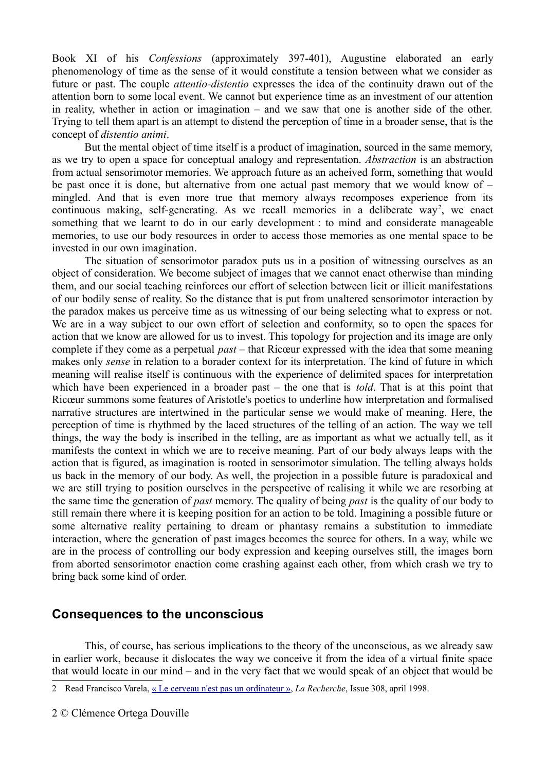Book XI of his *Confessions* (approximately 397-401), Augustine elaborated an early phenomenology of time as the sense of it would constitute a tension between what we consider as future or past. The couple *attentio-distentio* expresses the idea of the continuity drawn out of the attention born to some local event. We cannot but experience time as an investment of our attention in reality, whether in action or imagination – and we saw that one is another side of the other. Trying to tell them apart is an attempt to distend the perception of time in a broader sense, that is the concept of *distentio animi*.

But the mental object of time itself is a product of imagination, sourced in the same memory, as we try to open a space for conceptual analogy and representation. *Abstraction* is an abstraction from actual sensorimotor memories. We approach future as an acheived form, something that would be past once it is done, but alternative from one actual past memory that we would know of – mingled. And that is even more true that memory always recomposes experience from its continuous making, self-generating. As we recall memories in a deliberate way[2], we enact something that we learnt to do in our early development : to mind and considerate manageable memories, to use our body resources in order to access those memories as one mental space to be invested in our own imagination.

The situation of sensorimotor paradox puts us in a position of witnessing ourselves as an object of consideration. We become subject of images that we cannot enact otherwise than minding them, and our social teaching reinforces our effort of selection between licit or illicit manifestations of our bodily sense of reality. So the distance that is put from unaltered sensorimotor interaction by the paradox makes us perceive time as us witnessing of our being selecting what to express or not. We are in a way subject to our own effort of selection and conformity, so to open the spaces for action that we know are allowed for us to invest. This topology for projection and its image are only complete if they come as a perpetual *past* – that Ricœur expressed with the idea that some meaning makes only *sense* in relation to a borader context for its interpretation. The kind of future in which meaning will realise itself is continuous with the experience of delimited spaces for interpretation which have been experienced in a broader past – the one that is *told*. That is at this point that Ricœur summons some features of Aristotle's poetics to underline how interpretation and formalised narrative structures are intertwined in the particular sense we would make of meaning. Here, the perception of time is rhythmed by the laced structures of the telling of an action. The way we tell things, the way the body is inscribed in the telling, are as important as what we actually tell, as it manifests the context in which we are to receive meaning. Part of our body always leaps with the action that is figured, as imagination is rooted in sensorimotor simulation. The telling always holds us back in the memory of our body. As well, the projection in a possible future is paradoxical and we are still trying to position ourselves in the perspective of realising it while we are resorbing at the same time the generation of *past* memory. The quality of being *past* is the quality of our body to still remain there where it is keeping position for an action to be told. Imagining a possible future or some alternative reality pertaining to dream or phantasy remains a substitution to immediate interaction, where the generation of past images becomes the source for others. In a way, while we are in the process of controlling our body expression and keeping ourselves still, the images born from aborted sensorimotor enaction come crashing against each other, from which crash we try to bring back some kind of order.

## Consequences to the unconscious

This, of course, has serious implications to the theory of the unconscious, as we already saw in earlier work, because it dislocates the way we conceive it from the idea of a virtual finite space that would locate in our mind – and in the very fact that we would speak of an object that would be

---

2 Read Francisco Varela, « Le cerveau n'est pas un ordinateur », *La Recherche*, Issue 308, april 1998.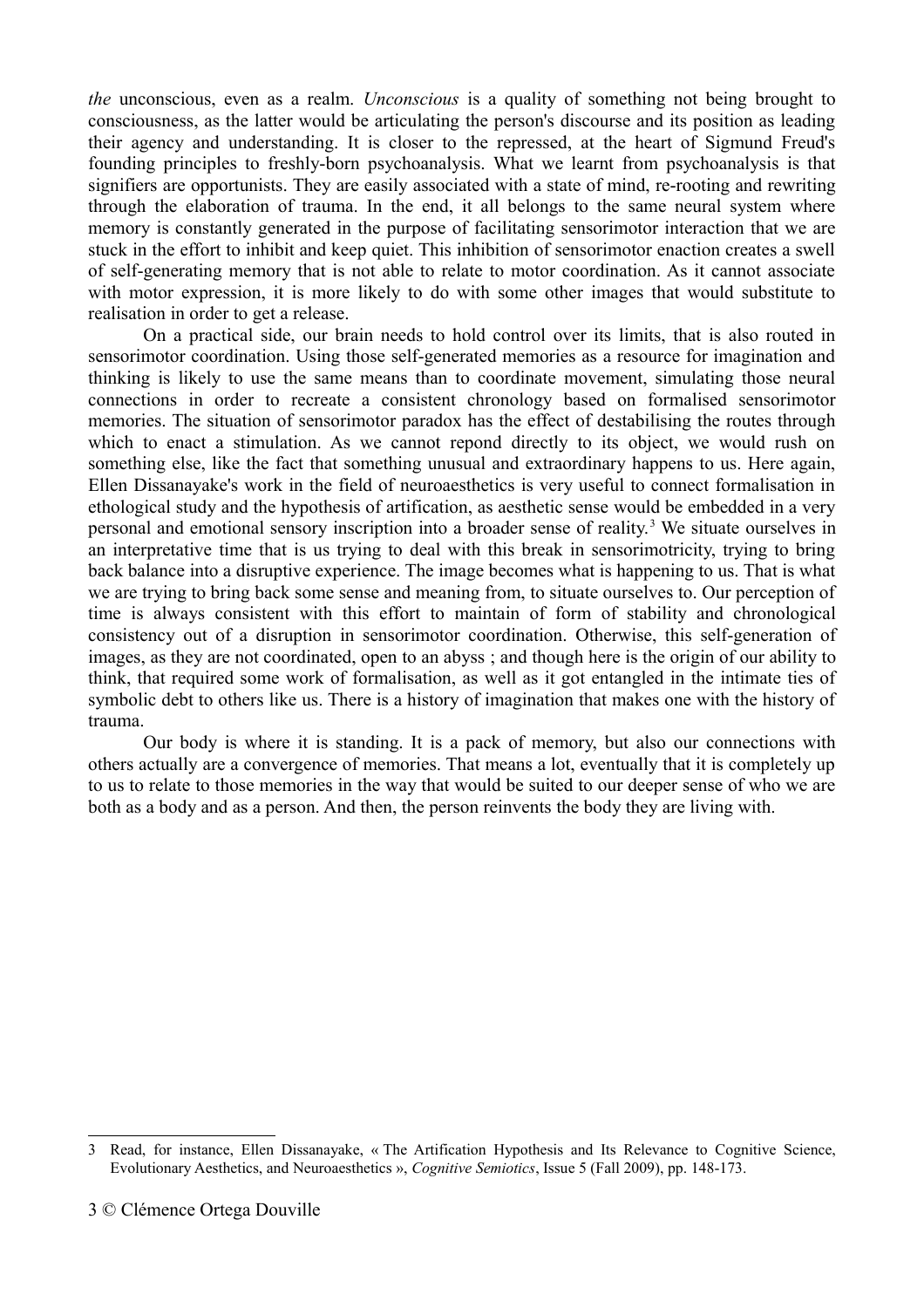*the* unconscious, even as a realm. *Unconscious* is a quality of something not being brought to consciousness, as the latter would be articulating the person's discourse and its position as leading their agency and understanding. It is closer to the repressed, at the heart of Sigmund Freud's founding principles to freshly-born psychoanalysis. What we learnt from psychoanalysis is that signifiers are opportunists. They are easily associated with a state of mind, re-rooting and rewriting through the elaboration of trauma. In the end, it all belongs to the same neural system where memory is constantly generated in the purpose of facilitating sensorimotor interaction that we are stuck in the effort to inhibit and keep quiet. This inhibition of sensorimotor enaction creates a swell of self-generating memory that is not able to relate to motor coordination. As it cannot associate with motor expression, it is more likely to do with some other images that would substitute to realisation in order to get a release.

On a practical side, our brain needs to hold control over its limits, that is also routed in sensorimotor coordination. Using those self-generated memories as a resource for imagination and thinking is likely to use the same means than to coordinate movement, simulating those neural connections in order to recreate a consistent chronology based on formalised sensorimotor memories. The situation of sensorimotor paradox has the effect of destabilising the routes through which to enact a stimulation. As we cannot repond directly to its object, we would rush on something else, like the fact that something unusual and extraordinary happens to us. Here again, Ellen Dissanayake's work in the field of neuroaesthetics is very useful to connect formalisation in ethological study and the hypothesis of artification, as aesthetic sense would be embedded in a very personal and emotional sensory inscription into a broader sense of reality.[3] We situate ourselves in an interpretative time that is us trying to deal with this break in sensorimotricity, trying to bring back balance into a disruptive experience. The image becomes what is happening to us. That is what we are trying to bring back some sense and meaning from, to situate ourselves to. Our perception of time is always consistent with this effort to maintain of form of stability and chronological consistency out of a disruption in sensorimotor coordination. Otherwise, this self-generation of images, as they are not coordinated, open to an abyss ; and though here is the origin of our ability to think, that required some work of formalisation, as well as it got entangled in the intimate ties of symbolic debt to others like us. There is a history of imagination that makes one with the history of trauma.

Our body is where it is standing. It is a pack of memory, but also our connections with others actually are a convergence of memories. That means a lot, eventually that it is completely up to us to relate to those memories in the way that would be suited to our deeper sense of who we are both as a body and as a person. And then, the person reinvents the body they are living with.

---

3 Read, for instance, Ellen Dissanayake, « The Artification Hypothesis and Its Relevance to Cognitive Science, Evolutionary Aesthetics, and Neuroaesthetics », *Cognitive Semiotics*, Issue 5 (Fall 2009), pp. 148-173.